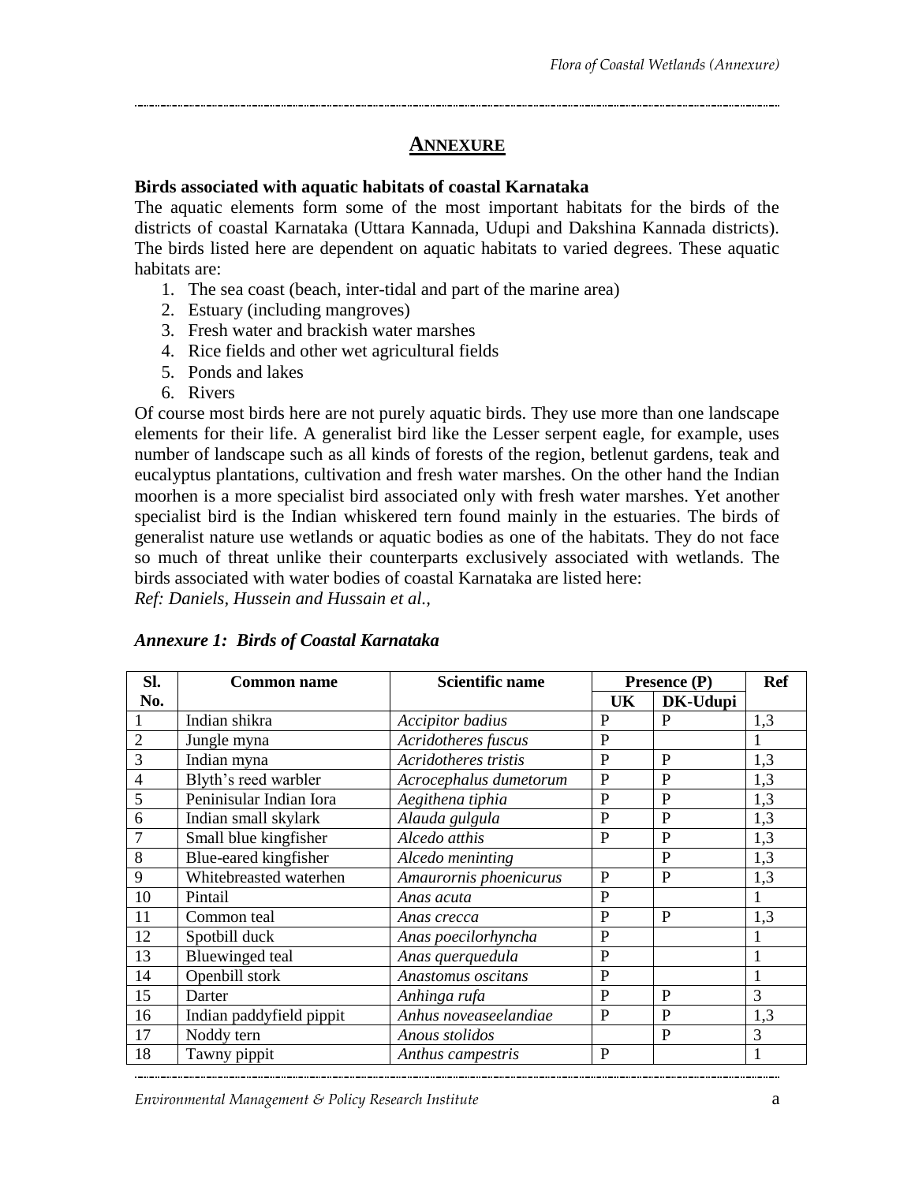# ANNEXURE

**Birds associated with aquatic habitats of coastal Karnataka**

The aquatic elements form some of the most important habitats for the birds of the districts of coastal Karnataka (Uttara Kannada, Udupi and Dakshina Kannada districts). The birds listed here are dependent on aquatic habitats to varied degrees. These aquatic habitats are:

1. The sea coast (beach, inter-tidal and part of the marine area)
2. Estuary (including mangroves)
3. Fresh water and brackish water marshes
4. Rice fields and other wet agricultural fields
5. Ponds and lakes
6. Rivers

Of course most birds here are not purely aquatic birds. They use more than one landscape elements for their life. A generalist bird like the Lesser serpent eagle, for example, uses number of landscape such as all kinds of forests of the region, betlenut gardens, teak and eucalyptus plantations, cultivation and fresh water marshes. On the other hand the Indian moorhen is a more specialist bird associated only with fresh water marshes. Yet another specialist bird is the Indian whiskered tern found mainly in the estuaries. The birds of generalist nature use wetlands or aquatic bodies as one of the habitats. They do not face so much of threat unlike their counterparts exclusively associated with wetlands. The birds associated with water bodies of coastal Karnataka are listed here:

*Ref: Daniels, Hussein and Hussain et al.,*

***Annexure 1: Birds of Coastal Karnataka***

| Sl. No. | Common name | Scientific name | Presence (P) | | Ref |
|---|---|---|---|---|---|
| | | | UK | DK-Udupi | |
| 1 | Indian shikra | *Accipitor badius* | P | P | 1,3 |
| 2 | Jungle myna | *Acridotheres fuscus* | P | | 1 |
| 3 | Indian myna | *Acridotheres tristis* | P | P | 1,3 |
| 4 | Blyth's reed warbler | *Acrocephalus dumetorum* | P | P | 1,3 |
| 5 | Peninisular Indian Iora | *Aegithena tiphia* | P | P | 1,3 |
| 6 | Indian small skylark | *Alauda gulgula* | P | P | 1,3 |
| 7 | Small blue kingfisher | *Alcedo atthis* | P | P | 1,3 |
| 8 | Blue-eared kingfisher | *Alcedo meninting* | | P | 1,3 |
| 9 | Whitebreasted waterhen | *Amaurornis phoenicurus* | P | P | 1,3 |
| 10 | Pintail | *Anas acuta* | P | | 1 |
| 11 | Common teal | *Anas crecca* | P | P | 1,3 |
| 12 | Spotbill duck | *Anas poecilorhyncha* | P | | 1 |
| 13 | Bluewinged teal | *Anas querquedula* | P | | 1 |
| 14 | Openbill stork | *Anastomus oscitans* | P | | 1 |
| 15 | Darter | *Anhinga rufa* | P | P | 3 |
| 16 | Indian paddyfield pippit | *Anhus noveaseelandiae* | P | P | 1,3 |
| 17 | Noddy tern | *Anous stolidos* | | P | 3 |
| 18 | Tawny pippit | *Anthus campestris* | P | | 1 |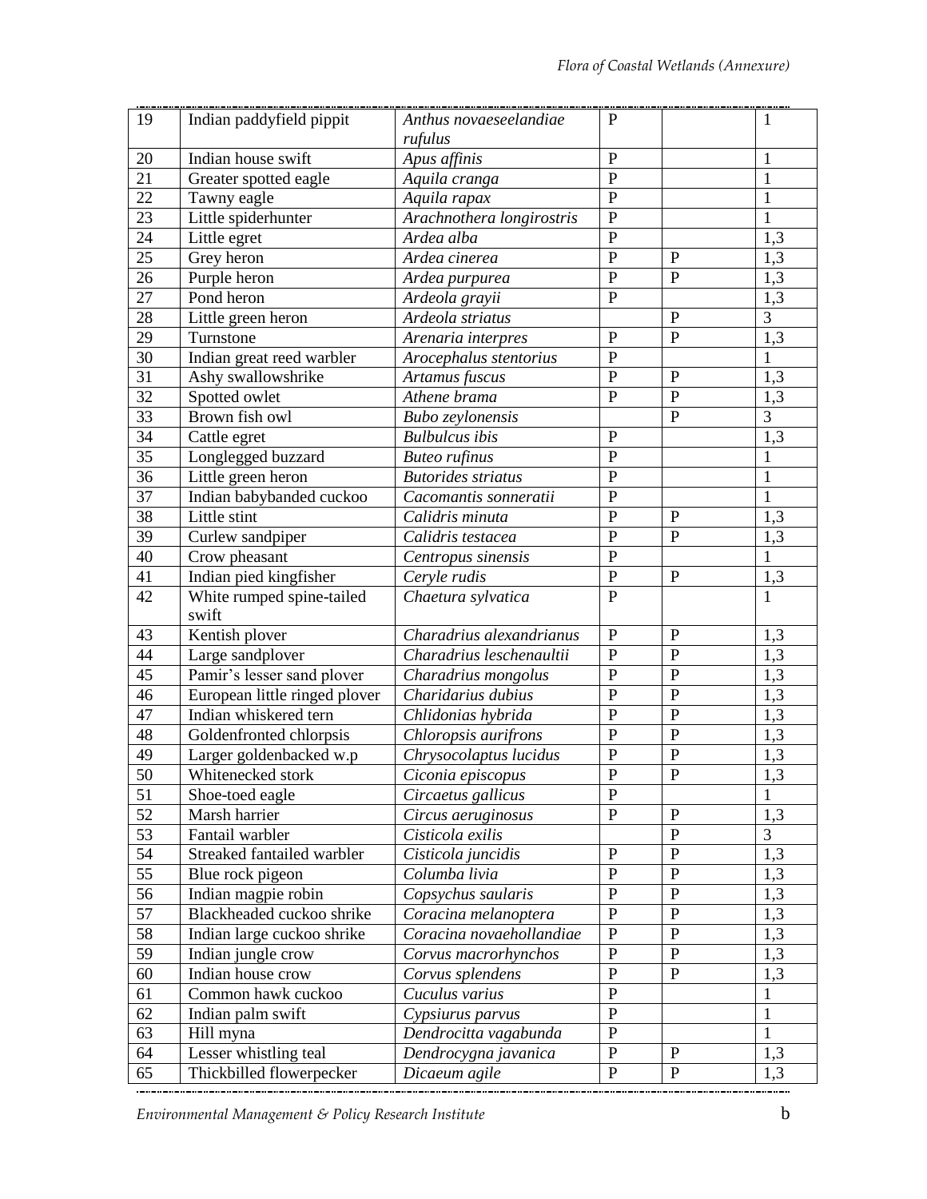| 19 | Indian paddyfield pippit | *Anthus novaeseelandiae rufulus* | P | | 1 |
|---|---|---|---|---|---|
| 20 | Indian house swift | *Apus affinis* | P | | 1 |
| 21 | Greater spotted eagle | *Aquila cranga* | P | | 1 |
| 22 | Tawny eagle | *Aquila rapax* | P | | 1 |
| 23 | Little spiderhunter | *Arachnothera longirostris* | P | | 1 |
| 24 | Little egret | *Ardea alba* | P | | 1,3 |
| 25 | Grey heron | *Ardea cinerea* | P | P | 1,3 |
| 26 | Purple heron | *Ardea purpurea* | P | P | 1,3 |
| 27 | Pond heron | *Ardeola grayii* | P | | 1,3 |
| 28 | Little green heron | *Ardeola striatus* | | P | 3 |
| 29 | Turnstone | *Arenaria interpres* | P | P | 1,3 |
| 30 | Indian great reed warbler | *Arocephalus stentorius* | P | | 1 |
| 31 | Ashy swallowshrike | *Artamus fuscus* | P | P | 1,3 |
| 32 | Spotted owlet | *Athene brama* | P | P | 1,3 |
| 33 | Brown fish owl | *Bubo zeylonensis* | | P | 3 |
| 34 | Cattle egret | *Bulbulcus ibis* | P | | 1,3 |
| 35 | Longlegged buzzard | *Buteo rufinus* | P | | 1 |
| 36 | Little green heron | *Butorides striatus* | P | | 1 |
| 37 | Indian babybanded cuckoo | *Cacomantis sonneratii* | P | | 1 |
| 38 | Little stint | *Calidris minuta* | P | P | 1,3 |
| 39 | Curlew sandpiper | *Calidris testacea* | P | P | 1,3 |
| 40 | Crow pheasant | *Centropus sinensis* | P | | 1 |
| 41 | Indian pied kingfisher | *Ceryle rudis* | P | P | 1,3 |
| 42 | White rumped spine-tailed swift | *Chaetura sylvatica* | P | | 1 |
| 43 | Kentish plover | *Charadrius alexandrianus* | P | P | 1,3 |
| 44 | Large sandplover | *Charadrius leschenaultii* | P | P | 1,3 |
| 45 | Pamir's lesser sand plover | *Charadrius mongolus* | P | P | 1,3 |
| 46 | European little ringed plover | *Charidarius dubius* | P | P | 1,3 |
| 47 | Indian whiskered tern | *Chlidonias hybrida* | P | P | 1,3 |
| 48 | Goldenfronted chlorpsis | *Chloropsis aurifrons* | P | P | 1,3 |
| 49 | Larger goldenbacked w.p | *Chrysocolaptus lucidus* | P | P | 1,3 |
| 50 | Whitenecked stork | *Ciconia episcopus* | P | P | 1,3 |
| 51 | Shoe-toed eagle | *Circaetus gallicus* | P | | 1 |
| 52 | Marsh harrier | *Circus aeruginosus* | P | P | 1,3 |
| 53 | Fantail warbler | *Cisticola exilis* | | P | 3 |
| 54 | Streaked fantailed warbler | *Cisticola juncidis* | P | P | 1,3 |
| 55 | Blue rock pigeon | *Columba livia* | P | P | 1,3 |
| 56 | Indian magpie robin | *Copsychus saularis* | P | P | 1,3 |
| 57 | Blackheaded cuckoo shrike | *Coracina melanoptera* | P | P | 1,3 |
| 58 | Indian large cuckoo shrike | *Coracina novaehollandiae* | P | P | 1,3 |
| 59 | Indian jungle crow | *Corvus macrorhynchos* | P | P | 1,3 |
| 60 | Indian house crow | *Corvus splendens* | P | P | 1,3 |
| 61 | Common hawk cuckoo | *Cuculus varius* | P | | 1 |
| 62 | Indian palm swift | *Cypsiurus parvus* | P | | 1 |
| 63 | Hill myna | *Dendrocitta vagabunda* | P | | 1 |
| 64 | Lesser whistling teal | *Dendrocygna javanica* | P | P | 1,3 |
| 65 | Thickbilled flowerpecker | *Dicaeum agile* | P | P | 1,3 |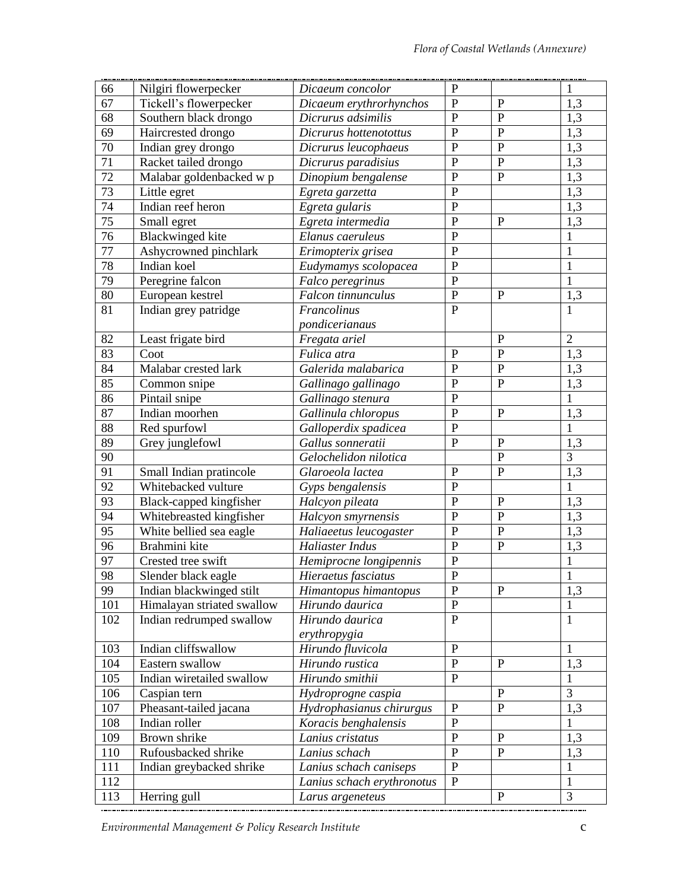| 66 | Nilgiri flowerpecker | *Dicaeum concolor* | P | | 1 |
|---|---|---|---|---|---|
| 67 | Tickell's flowerpecker | *Dicaeum erythrorhynchos* | P | P | 1,3 |
| 68 | Southern black drongo | *Dicrurus adsimilis* | P | P | 1,3 |
| 69 | Haircrested drongo | *Dicrurus hottenotottus* | P | P | 1,3 |
| 70 | Indian grey drongo | *Dicrurus leucophaeus* | P | P | 1,3 |
| 71 | Racket tailed drongo | *Dicrurus paradisius* | P | P | 1,3 |
| 72 | Malabar goldenbacked w p | *Dinopium bengalense* | P | P | 1,3 |
| 73 | Little egret | *Egreta garzetta* | P | | 1,3 |
| 74 | Indian reef heron | *Egreta gularis* | P | | 1,3 |
| 75 | Small egret | *Egreta intermedia* | P | P | 1,3 |
| 76 | Blackwinged kite | *Elanus caeruleus* | P | | 1 |
| 77 | Ashycrowned pinchlark | *Erimopterix grisea* | P | | 1 |
| 78 | Indian koel | *Eudymamys scolopacea* | P | | 1 |
| 79 | Peregrine falcon | *Falco peregrinus* | P | | 1 |
| 80 | European kestrel | *Falcon tinnunculus* | P | P | 1,3 |
| 81 | Indian grey patridge | *Francolinus pondicerianaus* | P | | 1 |
| 82 | Least frigate bird | *Fregata ariel* | | P | 2 |
| 83 | Coot | *Fulica atra* | P | P | 1,3 |
| 84 | Malabar crested lark | *Galerida malabarica* | P | P | 1,3 |
| 85 | Common snipe | *Gallinago gallinago* | P | P | 1,3 |
| 86 | Pintail snipe | *Gallinago stenura* | P | | 1 |
| 87 | Indian moorhen | *Gallinula chloropus* | P | P | 1,3 |
| 88 | Red spurfowl | *Galloperdix spadicea* | P | | 1 |
| 89 | Grey junglefowl | *Gallus sonneratii* | P | P | 1,3 |
| 90 | | *Gelochelidon nilotica* | | P | 3 |
| 91 | Small Indian pratincole | *Glaroeola lactea* | P | P | 1,3 |
| 92 | Whitebacked vulture | *Gyps bengalensis* | P | | 1 |
| 93 | Black-capped kingfisher | *Halcyon pileata* | P | P | 1,3 |
| 94 | Whitebreasted kingfisher | *Halcyon smyrnensis* | P | P | 1,3 |
| 95 | White bellied sea eagle | *Haliaeetus leucogaster* | P | P | 1,3 |
| 96 | Brahmini kite | *Haliaster Indus* | P | P | 1,3 |
| 97 | Crested tree swift | *Hemiprocne longipennis* | P | | 1 |
| 98 | Slender black eagle | *Hieraetus fasciatus* | P | | 1 |
| 99 | Indian blackwinged stilt | *Himantopus himantopus* | P | P | 1,3 |
| 101 | Himalayan striated swallow | *Hirundo daurica* | P | | 1 |
| 102 | Indian redrumped swallow | *Hirundo daurica erythropygia* | P | | 1 |
| 103 | Indian cliffswallow | *Hirundo fluvicola* | P | | 1 |
| 104 | Eastern swallow | *Hirundo rustica* | P | P | 1,3 |
| 105 | Indian wiretailed swallow | *Hirundo smithii* | P | | 1 |
| 106 | Caspian tern | *Hydroprogne caspia* | | P | 3 |
| 107 | Pheasant-tailed jacana | *Hydrophasianus chirurgus* | P | P | 1,3 |
| 108 | Indian roller | *Koracis benghalensis* | P | | 1 |
| 109 | Brown shrike | *Lanius cristatus* | P | P | 1,3 |
| 110 | Rufousbacked shrike | *Lanius schach* | P | P | 1,3 |
| 111 | Indian greybacked shrike | *Lanius schach caniseps* | P | | 1 |
| 112 | | *Lanius schach erythronotus* | P | | 1 |
| 113 | Herring gull | *Larus argeneteus* | | P | 3 |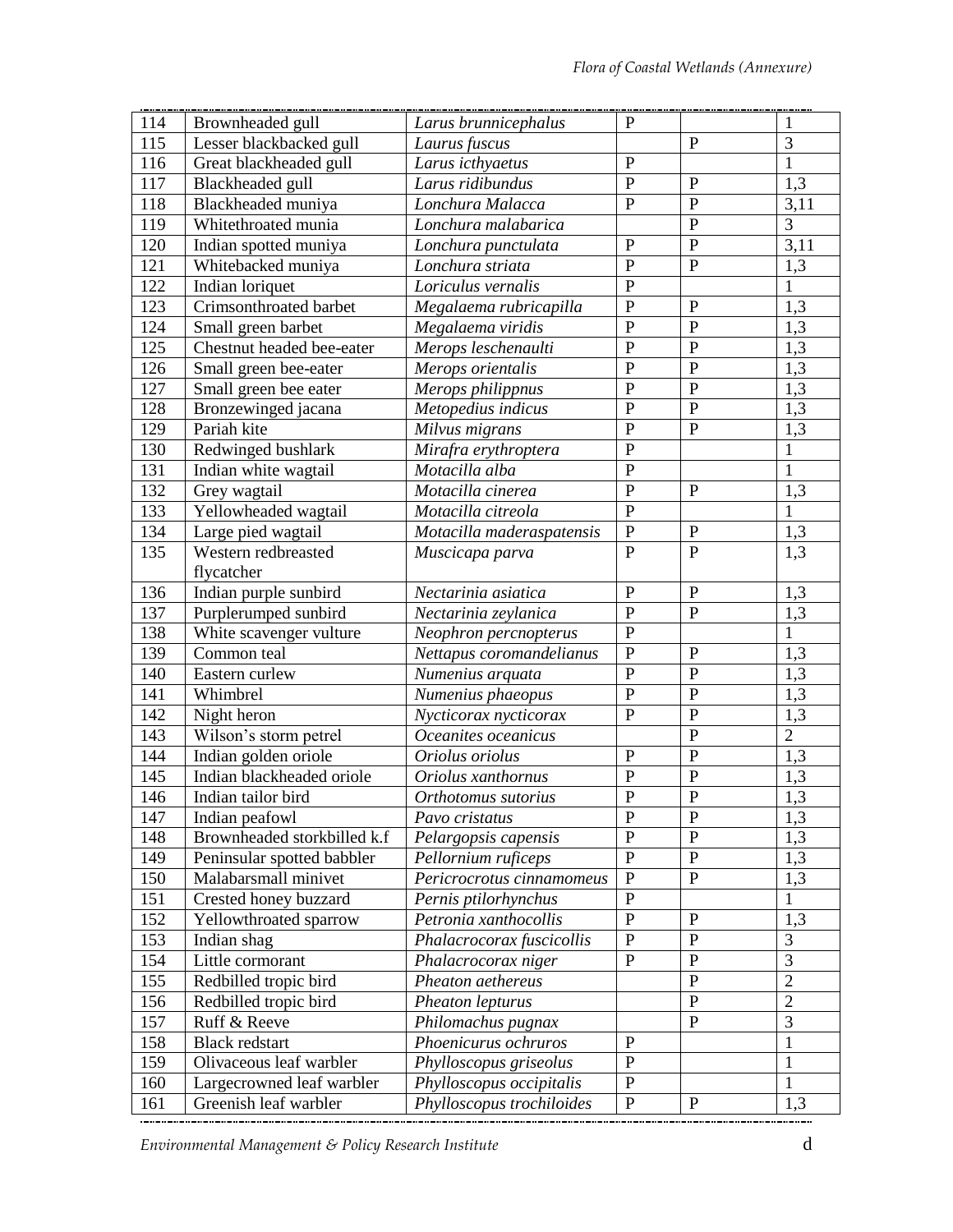| 114 | Brownheaded gull | *Larus brunnicephalus* | P | | 1 |
|---|---|---|---|---|---|
| 115 | Lesser blackbacked gull | *Laurus fuscus* | | P | 3 |
| 116 | Great blackheaded gull | *Larus icthyaetus* | P | | 1 |
| 117 | Blackheaded gull | *Larus ridibundus* | P | P | 1,3 |
| 118 | Blackheaded muniya | *Lonchura Malacca* | P | P | 3,11 |
| 119 | Whitethroated munia | *Lonchura malabarica* | | P | 3 |
| 120 | Indian spotted muniya | *Lonchura punctulata* | P | P | 3,11 |
| 121 | Whitebacked muniya | *Lonchura striata* | P | P | 1,3 |
| 122 | Indian loriquet | *Loriculus vernalis* | P | | 1 |
| 123 | Crimsonthroated barbet | *Megalaema rubricapilla* | P | P | 1,3 |
| 124 | Small green barbet | *Megalaema viridis* | P | P | 1,3 |
| 125 | Chestnut headed bee-eater | *Merops leschenaulti* | P | P | 1,3 |
| 126 | Small green bee-eater | *Merops orientalis* | P | P | 1,3 |
| 127 | Small green bee eater | *Merops philippnus* | P | P | 1,3 |
| 128 | Bronzewinged jacana | *Metopedius indicus* | P | P | 1,3 |
| 129 | Pariah kite | *Milvus migrans* | P | P | 1,3 |
| 130 | Redwinged bushlark | *Mirafra erythroptera* | P | | 1 |
| 131 | Indian white wagtail | *Motacilla alba* | P | | 1 |
| 132 | Grey wagtail | *Motacilla cinerea* | P | P | 1,3 |
| 133 | Yellowheaded wagtail | *Motacilla citreola* | P | | 1 |
| 134 | Large pied wagtail | *Motacilla maderaspatensis* | P | P | 1,3 |
| 135 | Western redbreasted flycatcher | *Muscicapa parva* | P | P | 1,3 |
| 136 | Indian purple sunbird | *Nectarinia asiatica* | P | P | 1,3 |
| 137 | Purplerumped sunbird | *Nectarinia zeylanica* | P | P | 1,3 |
| 138 | White scavenger vulture | *Neophron percnopterus* | P | | 1 |
| 139 | Common teal | *Nettapus coromandelianus* | P | P | 1,3 |
| 140 | Eastern curlew | *Numenius arquata* | P | P | 1,3 |
| 141 | Whimbrel | *Numenius phaeopus* | P | P | 1,3 |
| 142 | Night heron | *Nycticorax nycticorax* | P | P | 1,3 |
| 143 | Wilson's storm petrel | *Oceanites oceanicus* | | P | 2 |
| 144 | Indian golden oriole | *Oriolus oriolus* | P | P | 1,3 |
| 145 | Indian blackheaded oriole | *Oriolus xanthornus* | P | P | 1,3 |
| 146 | Indian tailor bird | *Orthotomus sutorius* | P | P | 1,3 |
| 147 | Indian peafowl | *Pavo cristatus* | P | P | 1,3 |
| 148 | Brownheaded storkbilled k.f | *Pelargopsis capensis* | P | P | 1,3 |
| 149 | Peninsular spotted babbler | *Pellornium ruficeps* | P | P | 1,3 |
| 150 | Malabarsmall minivet | *Pericrocrotus cinnamomeus* | P | P | 1,3 |
| 151 | Crested honey buzzard | *Pernis ptilorhynchus* | P | | 1 |
| 152 | Yellowthroated sparrow | *Petronia xanthocollis* | P | P | 1,3 |
| 153 | Indian shag | *Phalacrocorax fuscicollis* | P | P | 3 |
| 154 | Little cormorant | *Phalacrocorax niger* | P | P | 3 |
| 155 | Redbilled tropic bird | *Pheaton aethereus* | | P | 2 |
| 156 | Redbilled tropic bird | *Pheaton lepturus* | | P | 2 |
| 157 | Ruff & Reeve | *Philomachus pugnax* | | P | 3 |
| 158 | Black redstart | *Phoenicurus ochruros* | P | | 1 |
| 159 | Olivaceous leaf warbler | *Phylloscopus griseolus* | P | | 1 |
| 160 | Largecrowned leaf warbler | *Phylloscopus occipitalis* | P | | 1 |
| 161 | Greenish leaf warbler | *Phylloscopus trochiloides* | P | P | 1,3 |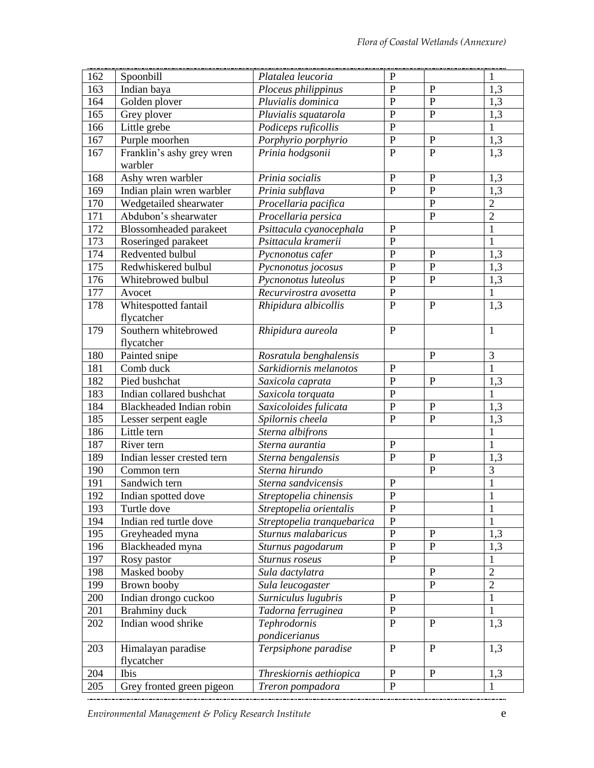| 162 | Spoonbill | *Platalea leucoria* | P | | 1 |
|---|---|---|---|---|---|
| 163 | Indian baya | *Ploceus philippinus* | P | P | 1,3 |
| 164 | Golden plover | *Pluvialis dominica* | P | P | 1,3 |
| 165 | Grey plover | *Pluvialis squatarola* | P | P | 1,3 |
| 166 | Little grebe | *Podiceps ruficollis* | P | | 1 |
| 167 | Purple moorhen | *Porphyrio porphyrio* | P | P | 1,3 |
| 167 | Franklin's ashy grey wren warbler | *Prinia hodgsonii* | P | P | 1,3 |
| 168 | Ashy wren warbler | *Prinia socialis* | P | P | 1,3 |
| 169 | Indian plain wren warbler | *Prinia subflava* | P | P | 1,3 |
| 170 | Wedgetailed shearwater | *Procellaria pacifica* | | P | 2 |
| 171 | Abdubon's shearwater | *Procellaria persica* | | P | 2 |
| 172 | Blossomheaded parakeet | *Psittacula cyanocephala* | P | | 1 |
| 173 | Roseringed parakeet | *Psittacula kramerii* | P | | 1 |
| 174 | Redvented bulbul | *Pycnonotus cafer* | P | P | 1,3 |
| 175 | Redwhiskered bulbul | *Pycnonotus jocosus* | P | P | 1,3 |
| 176 | Whitebrowed bulbul | *Pycnonotus luteolus* | P | P | 1,3 |
| 177 | Avocet | *Recurvirostra avosetta* | P | | 1 |
| 178 | Whitespotted fantail flycatcher | *Rhipidura albicollis* | P | P | 1,3 |
| 179 | Southern whitebrowed flycatcher | *Rhipidura aureola* | P | | 1 |
| 180 | Painted snipe | *Rosratula benghalensis* | | P | 3 |
| 181 | Comb duck | *Sarkidiornis melanotos* | P | | 1 |
| 182 | Pied bushchat | *Saxicola caprata* | P | P | 1,3 |
| 183 | Indian collared bushchat | *Saxicola torquata* | P | | 1 |
| 184 | Blackheaded Indian robin | *Saxicoloides fulicata* | P | P | 1,3 |
| 185 | Lesser serpent eagle | *Spilornis cheela* | P | P | 1,3 |
| 186 | Little tern | *Sterna albifrons* | | | 1 |
| 187 | River tern | *Sterna aurantia* | P | | 1 |
| 189 | Indian lesser crested tern | *Sterna bengalensis* | P | P | 1,3 |
| 190 | Common tern | *Sterna hirundo* | | P | 3 |
| 191 | Sandwich tern | *Sterna sandvicensis* | P | | 1 |
| 192 | Indian spotted dove | *Streptopelia chinensis* | P | | 1 |
| 193 | Turtle dove | *Streptopelia orientalis* | P | | 1 |
| 194 | Indian red turtle dove | *Streptopelia tranquebarica* | P | | 1 |
| 195 | Greyheaded myna | *Sturnus malabaricus* | P | P | 1,3 |
| 196 | Blackheaded myna | *Sturnus pagodarum* | P | P | 1,3 |
| 197 | Rosy pastor | *Sturnus roseus* | P | | 1 |
| 198 | Masked booby | *Sula dactylatra* | | P | 2 |
| 199 | Brown booby | *Sula leucogaster* | | P | 2 |
| 200 | Indian drongo cuckoo | *Surniculus lugubris* | P | | 1 |
| 201 | Brahminy duck | *Tadorna ferruginea* | P | | 1 |
| 202 | Indian wood shrike | *Tephrodornis pondicerianus* | P | P | 1,3 |
| 203 | Himalayan paradise flycatcher | *Terpsiphone paradise* | P | P | 1,3 |
| 204 | Ibis | *Threskiornis aethiopica* | P | P | 1,3 |
| 205 | Grey fronted green pigeon | *Treron pompadora* | P | | 1 |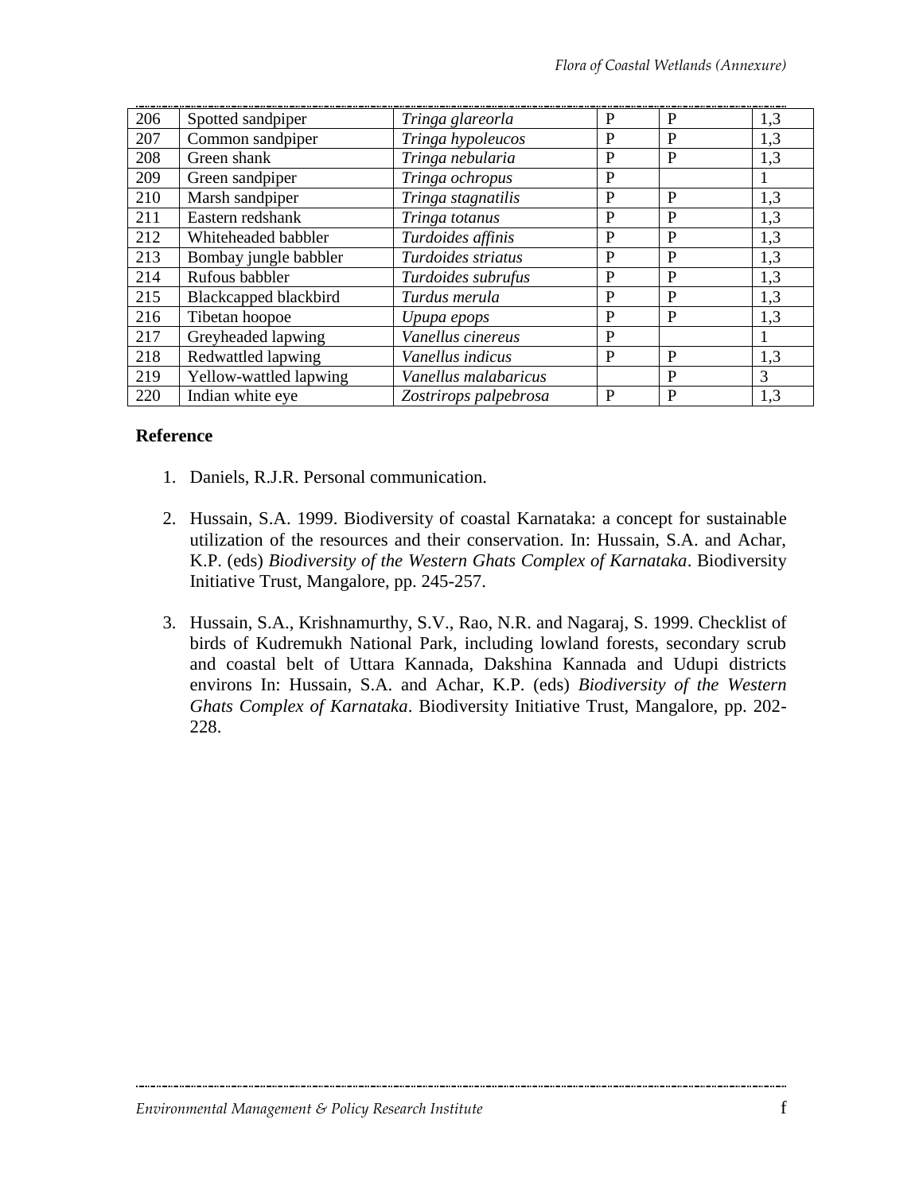| | | | | | |
|---|---|---|---|---|---|
| 206 | Spotted sandpiper | *Tringa glareorla* | P | P | 1,3 |
| 207 | Common sandpiper | *Tringa hypoleucos* | P | P | 1,3 |
| 208 | Green shank | *Tringa nebularia* | P | P | 1,3 |
| 209 | Green sandpiper | *Tringa ochropus* | P | | 1 |
| 210 | Marsh sandpiper | *Tringa stagnatilis* | P | P | 1,3 |
| 211 | Eastern redshank | *Tringa totanus* | P | P | 1,3 |
| 212 | Whiteheaded babbler | *Turdoides affinis* | P | P | 1,3 |
| 213 | Bombay jungle babbler | *Turdoides striatus* | P | P | 1,3 |
| 214 | Rufous babbler | *Turdoides subrufus* | P | P | 1,3 |
| 215 | Blackcapped blackbird | *Turdus merula* | P | P | 1,3 |
| 216 | Tibetan hoopoe | *Upupa epops* | P | P | 1,3 |
| 217 | Greyheaded lapwing | *Vanellus cinereus* | P | | 1 |
| 218 | Redwattled lapwing | *Vanellus indicus* | P | P | 1,3 |
| 219 | Yellow-wattled lapwing | *Vanellus malabaricus* | | P | 3 |
| 220 | Indian white eye | *Zostrirops palpebrosa* | P | P | 1,3 |

**Reference**

1. Daniels, R.J.R. Personal communication.

2. Hussain, S.A. 1999. Biodiversity of coastal Karnataka: a concept for sustainable utilization of the resources and their conservation. In: Hussain, S.A. and Achar, K.P. (eds) *Biodiversity of the Western Ghats Complex of Karnataka*. Biodiversity Initiative Trust, Mangalore, pp. 245-257.

3. Hussain, S.A., Krishnamurthy, S.V., Rao, N.R. and Nagaraj, S. 1999. Checklist of birds of Kudremukh National Park, including lowland forests, secondary scrub and coastal belt of Uttara Kannada, Dakshina Kannada and Udupi districts environs In: Hussain, S.A. and Achar, K.P. (eds) *Biodiversity of the Western Ghats Complex of Karnataka*. Biodiversity Initiative Trust, Mangalore, pp. 202-228.